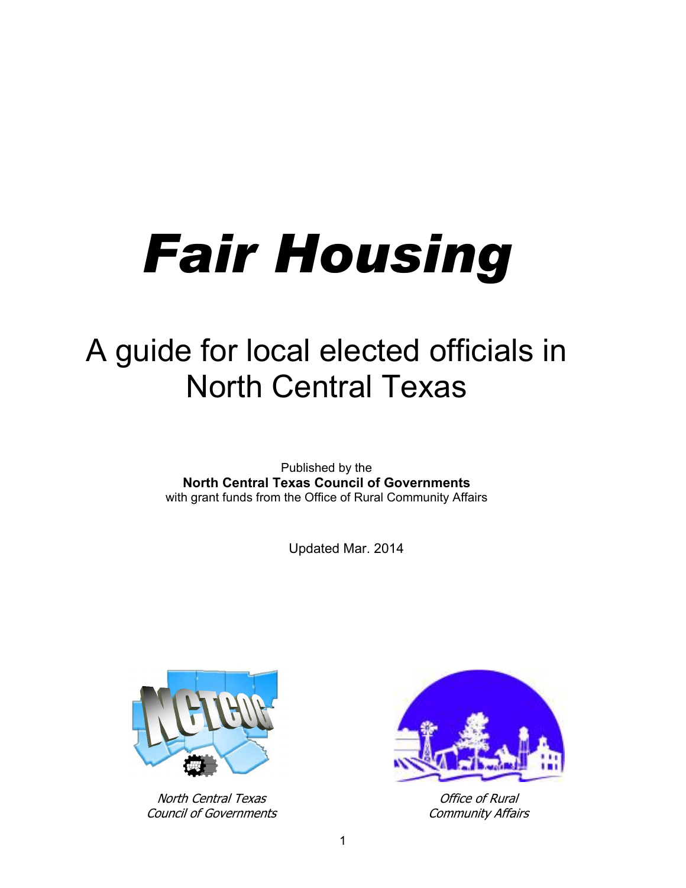# *Fair Housing*

## A guide for local elected officials in North Central Texas

Published by the
**North Central Texas Council of Governments**
with grant funds from the Office of Rural Community Affairs

Updated Mar. 2014

*North Central Texas Council of Governments*

*Office of Rural Community Affairs*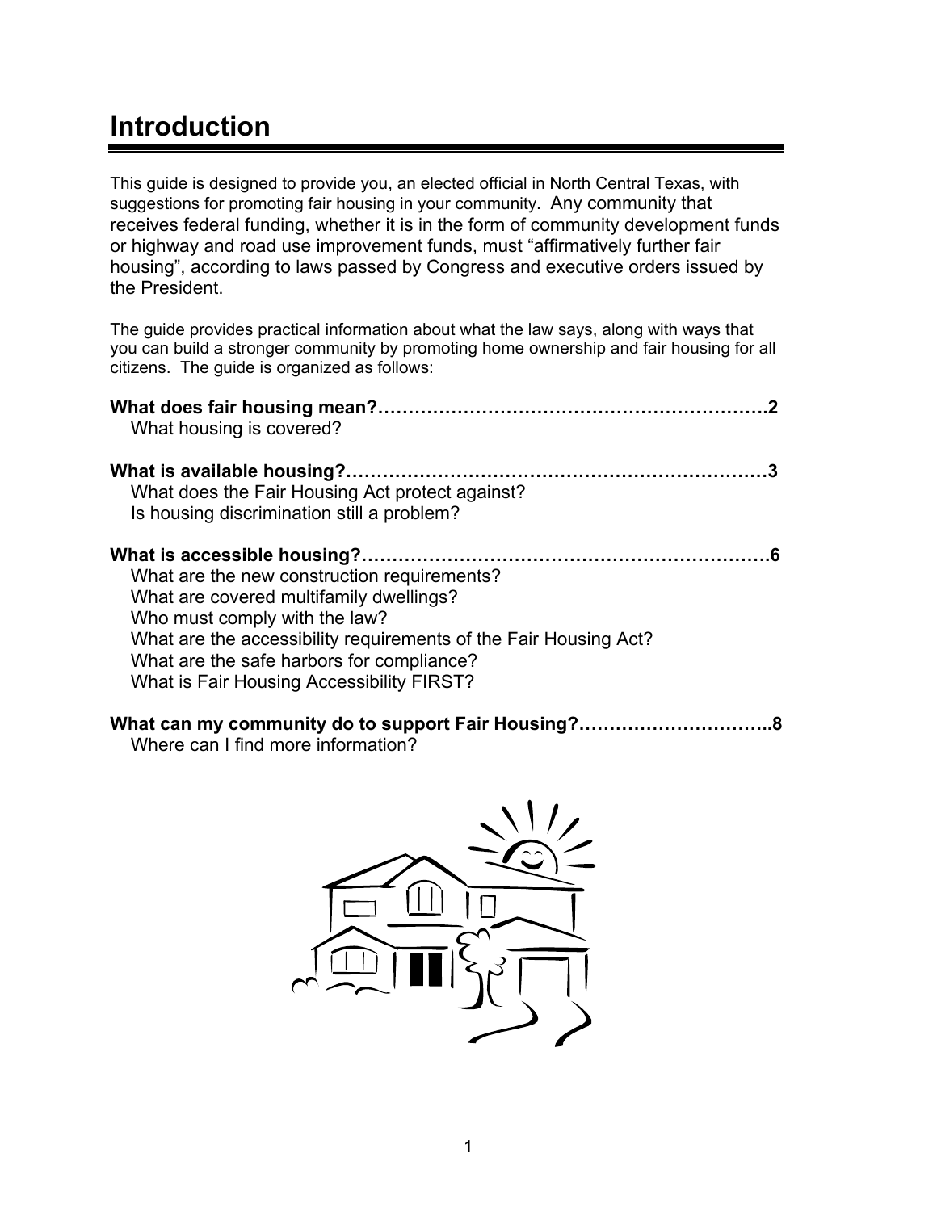# Introduction

This guide is designed to provide you, an elected official in North Central Texas, with suggestions for promoting fair housing in your community. Any community that receives federal funding, whether it is in the form of community development funds or highway and road use improvement funds, must "affirmatively further fair housing", according to laws passed by Congress and executive orders issued by the President.

The guide provides practical information about what the law says, along with ways that you can build a stronger community by promoting home ownership and fair housing for all citizens. The guide is organized as follows:

**What does fair housing mean?……………………………………………………….2**
What housing is covered?

**What is available housing?……………………………………………………………3**
What does the Fair Housing Act protect against?
Is housing discrimination still a problem?

**What is accessible housing?…………………………………………………………6**
What are the new construction requirements?
What are covered multifamily dwellings?
Who must comply with the law?
What are the accessibility requirements of the Fair Housing Act?
What are the safe harbors for compliance?
What is Fair Housing Accessibility FIRST?

**What can my community do to support Fair Housing?…………………………..8**
Where can I find more information?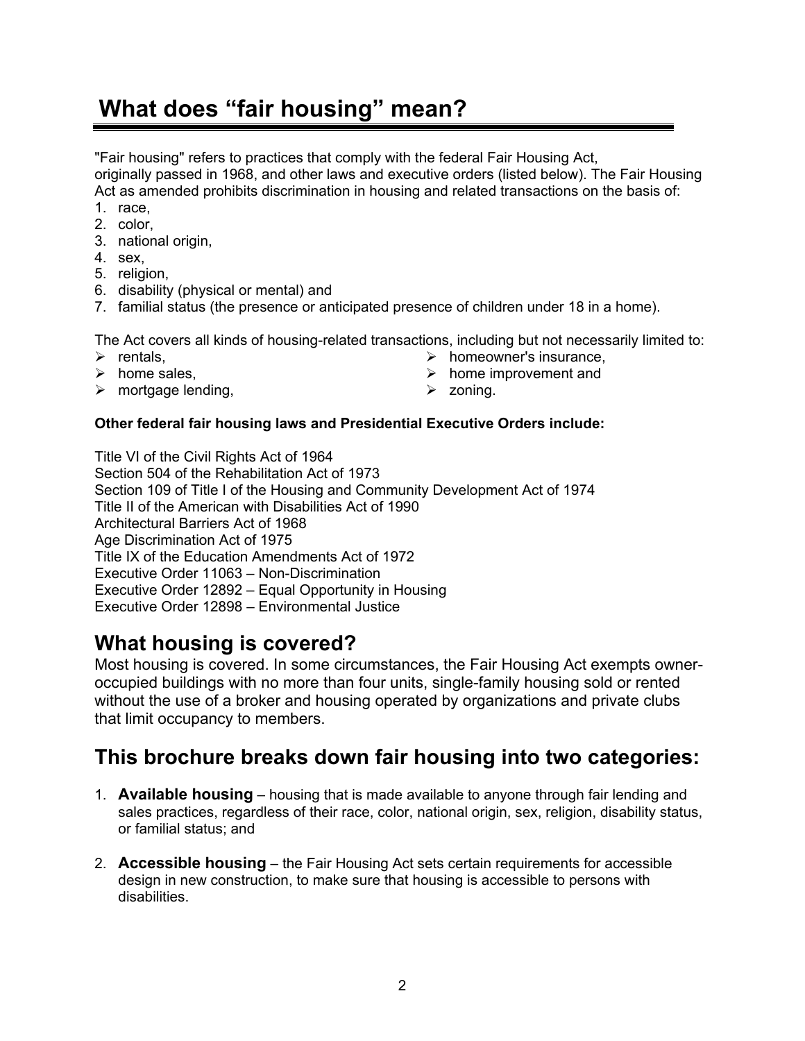# What does "fair housing" mean?

"Fair housing" refers to practices that comply with the federal Fair Housing Act, originally passed in 1968, and other laws and executive orders (listed below). The Fair Housing Act as amended prohibits discrimination in housing and related transactions on the basis of:

1. race,
2. color,
3. national origin,
4. sex,
5. religion,
6. disability (physical or mental) and
7. familial status (the presence or anticipated presence of children under 18 in a home).

The Act covers all kinds of housing-related transactions, including but not necessarily limited to:

- rentals,
- home sales,
- mortgage lending,
- homeowner's insurance,
- home improvement and
- zoning.

**Other federal fair housing laws and Presidential Executive Orders include:**

Title VI of the Civil Rights Act of 1964
Section 504 of the Rehabilitation Act of 1973
Section 109 of Title I of the Housing and Community Development Act of 1974
Title II of the American with Disabilities Act of 1990
Architectural Barriers Act of 1968
Age Discrimination Act of 1975
Title IX of the Education Amendments Act of 1972
Executive Order 11063 – Non-Discrimination
Executive Order 12892 – Equal Opportunity in Housing
Executive Order 12898 – Environmental Justice

## What housing is covered?

Most housing is covered. In some circumstances, the Fair Housing Act exempts owner-occupied buildings with no more than four units, single-family housing sold or rented without the use of a broker and housing operated by organizations and private clubs that limit occupancy to members.

## This brochure breaks down fair housing into two categories:

1. **Available housing** – housing that is made available to anyone through fair lending and sales practices, regardless of their race, color, national origin, sex, religion, disability status, or familial status; and

2. **Accessible housing** – the Fair Housing Act sets certain requirements for accessible design in new construction, to make sure that housing is accessible to persons with disabilities.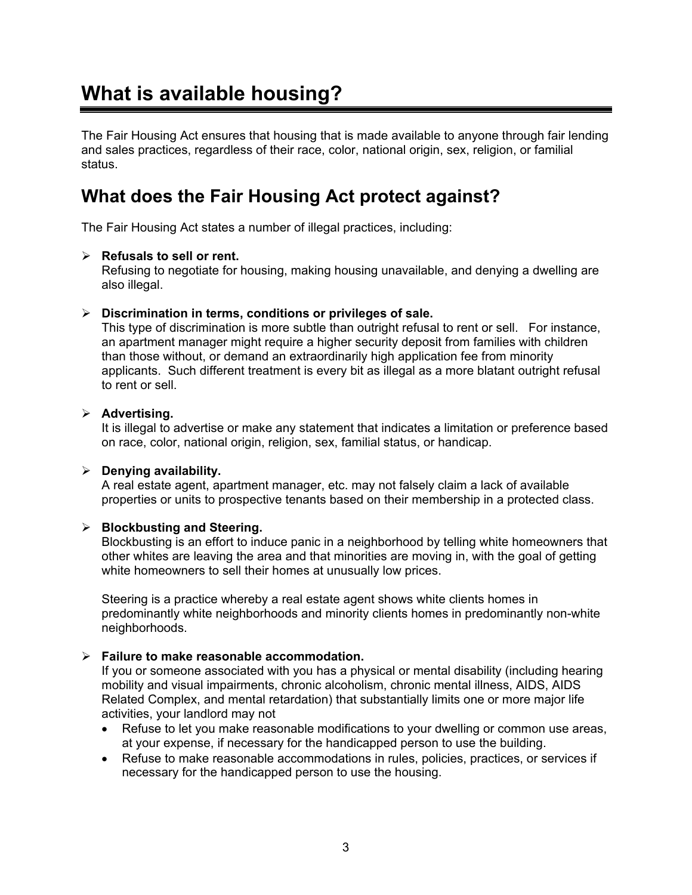# What is available housing?

The Fair Housing Act ensures that housing that is made available to anyone through fair lending and sales practices, regardless of their race, color, national origin, sex, religion, or familial status.

## What does the Fair Housing Act protect against?

The Fair Housing Act states a number of illegal practices, including:

- **Refusals to sell or rent.**
  Refusing to negotiate for housing, making housing unavailable, and denying a dwelling are also illegal.

- **Discrimination in terms, conditions or privileges of sale.**
  This type of discrimination is more subtle than outright refusal to rent or sell. For instance, an apartment manager might require a higher security deposit from families with children than those without, or demand an extraordinarily high application fee from minority applicants. Such different treatment is every bit as illegal as a more blatant outright refusal to rent or sell.

- **Advertising.**
  It is illegal to advertise or make any statement that indicates a limitation or preference based on race, color, national origin, religion, sex, familial status, or handicap.

- **Denying availability.**
  A real estate agent, apartment manager, etc. may not falsely claim a lack of available properties or units to prospective tenants based on their membership in a protected class.

- **Blockbusting and Steering.**
  Blockbusting is an effort to induce panic in a neighborhood by telling white homeowners that other whites are leaving the area and that minorities are moving in, with the goal of getting white homeowners to sell their homes at unusually low prices.

  Steering is a practice whereby a real estate agent shows white clients homes in predominantly white neighborhoods and minority clients homes in predominantly non-white neighborhoods.

- **Failure to make reasonable accommodation.**
  If you or someone associated with you has a physical or mental disability (including hearing mobility and visual impairments, chronic alcoholism, chronic mental illness, AIDS, AIDS Related Complex, and mental retardation) that substantially limits one or more major life activities, your landlord may not
  - Refuse to let you make reasonable modifications to your dwelling or common use areas, at your expense, if necessary for the handicapped person to use the building.
  - Refuse to make reasonable accommodations in rules, policies, practices, or services if necessary for the handicapped person to use the housing.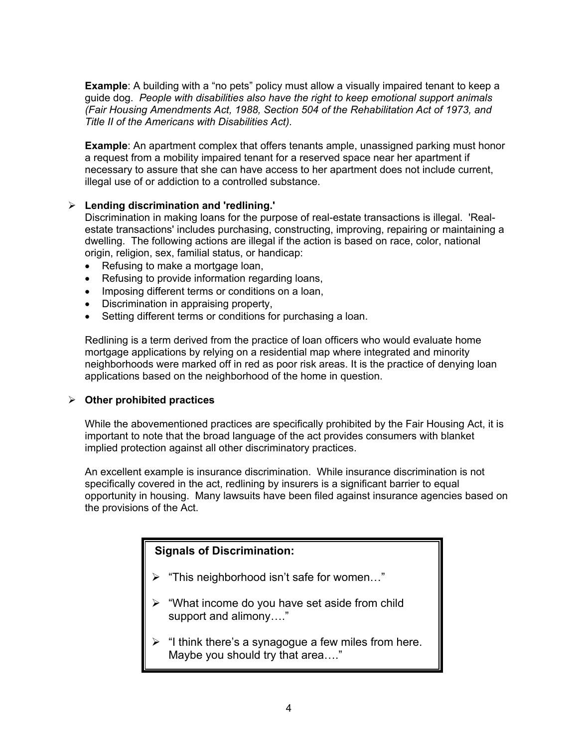**Example**: A building with a "no pets" policy must allow a visually impaired tenant to keep a guide dog. *People with disabilities also have the right to keep emotional support animals (Fair Housing Amendments Act, 1988, Section 504 of the Rehabilitation Act of 1973, and Title II of the Americans with Disabilities Act).*

**Example**: An apartment complex that offers tenants ample, unassigned parking must honor a request from a mobility impaired tenant for a reserved space near her apartment if necessary to assure that she can have access to her apartment does not include current, illegal use of or addiction to a controlled substance.

- **Lending discrimination and 'redlining.'**

Discrimination in making loans for the purpose of real-estate transactions is illegal. 'Real-estate transactions' includes purchasing, constructing, improving, repairing or maintaining a dwelling. The following actions are illegal if the action is based on race, color, national origin, religion, sex, familial status, or handicap:

- Refusing to make a mortgage loan,
- Refusing to provide information regarding loans,
- Imposing different terms or conditions on a loan,
- Discrimination in appraising property,
- Setting different terms or conditions for purchasing a loan.

Redlining is a term derived from the practice of loan officers who would evaluate home mortgage applications by relying on a residential map where integrated and minority neighborhoods were marked off in red as poor risk areas. It is the practice of denying loan applications based on the neighborhood of the home in question.

- **Other prohibited practices**

While the abovementioned practices are specifically prohibited by the Fair Housing Act, it is important to note that the broad language of the act provides consumers with blanket implied protection against all other discriminatory practices.

An excellent example is insurance discrimination. While insurance discrimination is not specifically covered in the act, redlining by insurers is a significant barrier to equal opportunity in housing. Many lawsuits have been filed against insurance agencies based on the provisions of the Act.

**Signals of Discrimination:**

- "This neighborhood isn't safe for women…"
- "What income do you have set aside from child support and alimony…."
- "I think there's a synagogue a few miles from here. Maybe you should try that area…."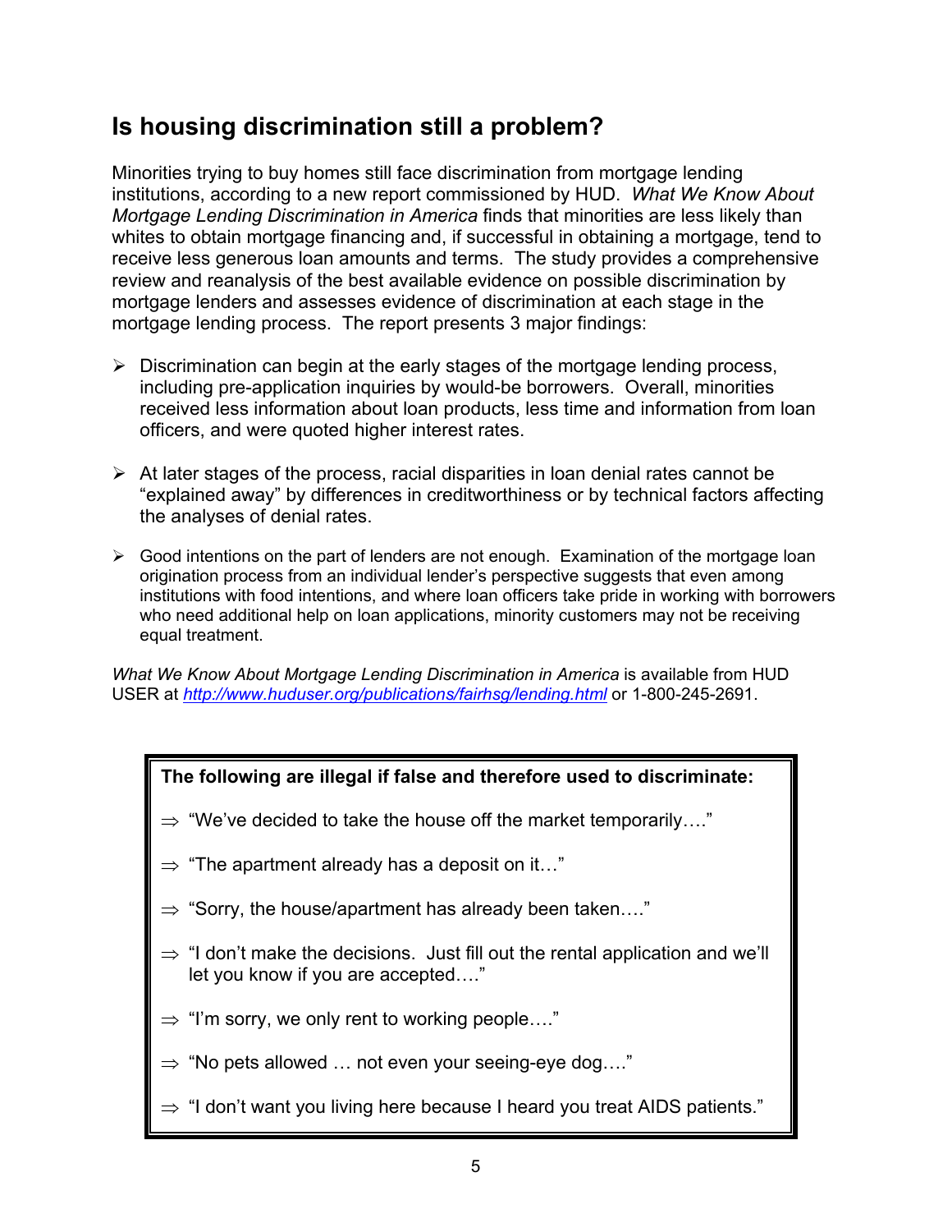## Is housing discrimination still a problem?

Minorities trying to buy homes still face discrimination from mortgage lending institutions, according to a new report commissioned by HUD. *What We Know About Mortgage Lending Discrimination in America* finds that minorities are less likely than whites to obtain mortgage financing and, if successful in obtaining a mortgage, tend to receive less generous loan amounts and terms. The study provides a comprehensive review and reanalysis of the best available evidence on possible discrimination by mortgage lenders and assesses evidence of discrimination at each stage in the mortgage lending process. The report presents 3 major findings:

- Discrimination can begin at the early stages of the mortgage lending process, including pre-application inquiries by would-be borrowers. Overall, minorities received less information about loan products, less time and information from loan officers, and were quoted higher interest rates.
- At later stages of the process, racial disparities in loan denial rates cannot be "explained away" by differences in creditworthiness or by technical factors affecting the analyses of denial rates.
- Good intentions on the part of lenders are not enough. Examination of the mortgage loan origination process from an individual lender's perspective suggests that even among institutions with food intentions, and where loan officers take pride in working with borrowers who need additional help on loan applications, minority customers may not be receiving equal treatment.

*What We Know About Mortgage Lending Discrimination in America* is available from HUD USER at *http://www.huduser.org/publications/fairhsg/lending.html* or 1-800-245-2691.

**The following are illegal if false and therefore used to discriminate:**

- ⇒ "We've decided to take the house off the market temporarily…."
- ⇒ "The apartment already has a deposit on it…"
- ⇒ "Sorry, the house/apartment has already been taken…."
- ⇒ "I don't make the decisions. Just fill out the rental application and we'll let you know if you are accepted…."
- ⇒ "I'm sorry, we only rent to working people…."
- ⇒ "No pets allowed … not even your seeing-eye dog…."
- ⇒ "I don't want you living here because I heard you treat AIDS patients."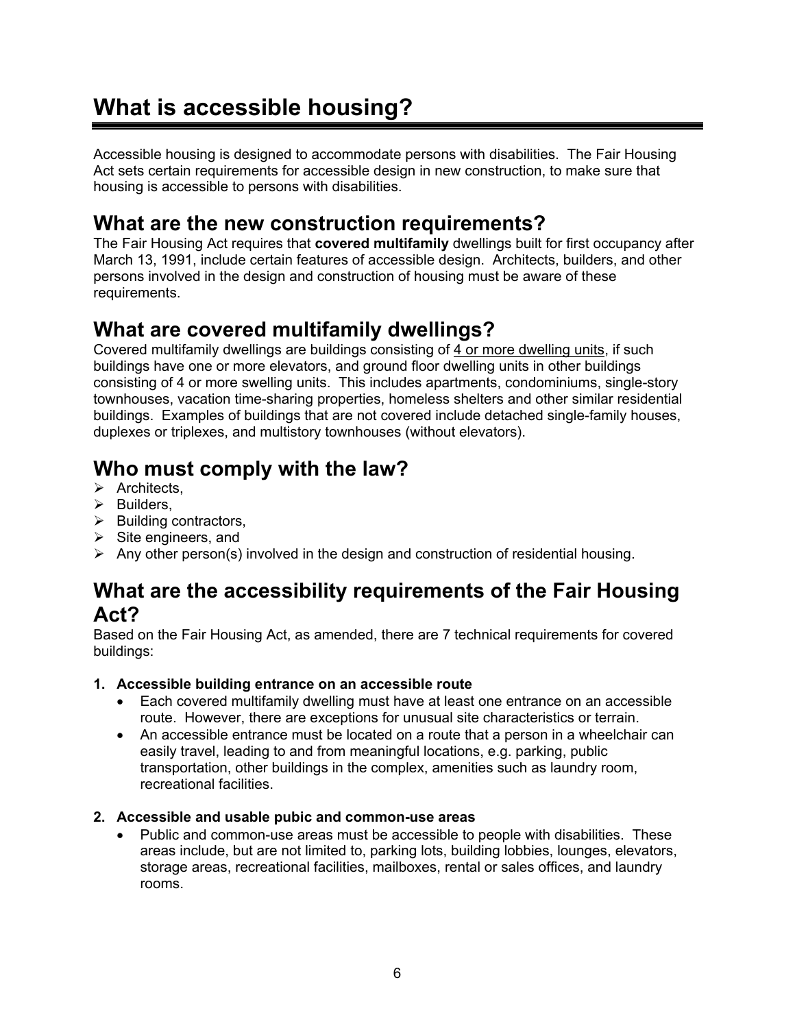# What is accessible housing?

Accessible housing is designed to accommodate persons with disabilities. The Fair Housing Act sets certain requirements for accessible design in new construction, to make sure that housing is accessible to persons with disabilities.

## What are the new construction requirements?

The Fair Housing Act requires that **covered multifamily** dwellings built for first occupancy after March 13, 1991, include certain features of accessible design. Architects, builders, and other persons involved in the design and construction of housing must be aware of these requirements.

## What are covered multifamily dwellings?

Covered multifamily dwellings are buildings consisting of 4 or more dwelling units, if such buildings have one or more elevators, and ground floor dwelling units in other buildings consisting of 4 or more swelling units. This includes apartments, condominiums, single-story townhouses, vacation time-sharing properties, homeless shelters and other similar residential buildings. Examples of buildings that are not covered include detached single-family houses, duplexes or triplexes, and multistory townhouses (without elevators).

## Who must comply with the law?

- Architects,
- Builders,
- Building contractors,
- Site engineers, and
- Any other person(s) involved in the design and construction of residential housing.

## What are the accessibility requirements of the Fair Housing Act?

Based on the Fair Housing Act, as amended, there are 7 technical requirements for covered buildings:

**1. Accessible building entrance on an accessible route**

- Each covered multifamily dwelling must have at least one entrance on an accessible route. However, there are exceptions for unusual site characteristics or terrain.
- An accessible entrance must be located on a route that a person in a wheelchair can easily travel, leading to and from meaningful locations, e.g. parking, public transportation, other buildings in the complex, amenities such as laundry room, recreational facilities.

**2. Accessible and usable pubic and common-use areas**

- Public and common-use areas must be accessible to people with disabilities. These areas include, but are not limited to, parking lots, building lobbies, lounges, elevators, storage areas, recreational facilities, mailboxes, rental or sales offices, and laundry rooms.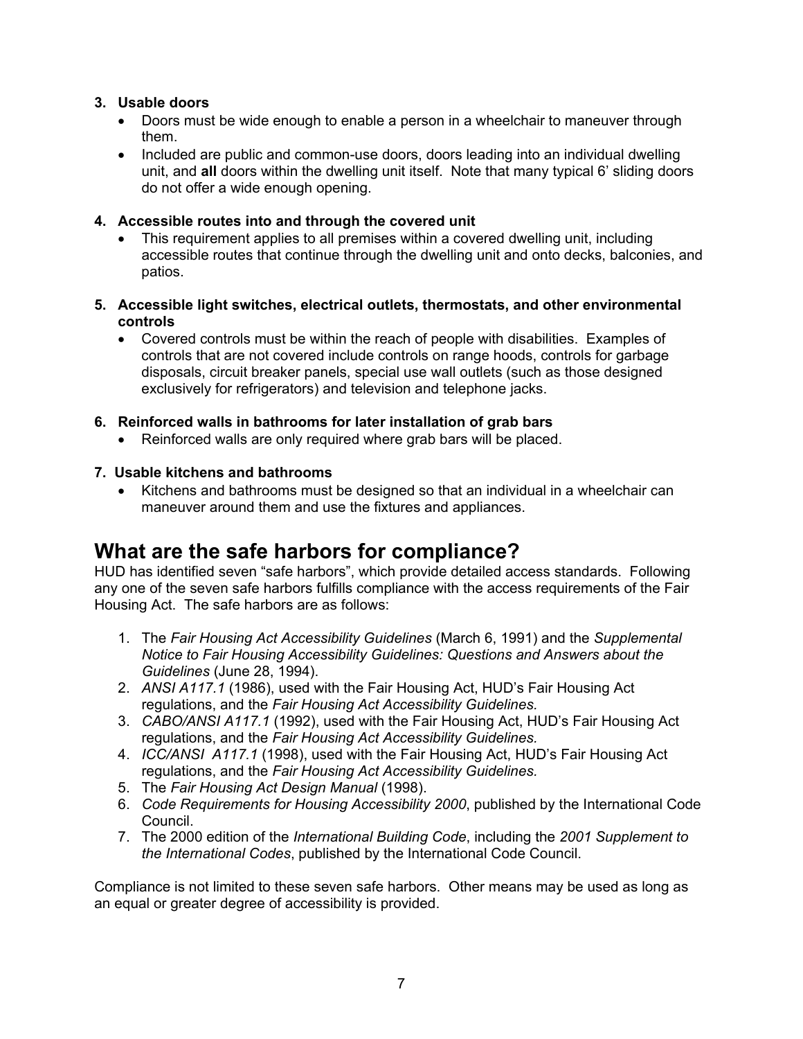**3. Usable doors**

- Doors must be wide enough to enable a person in a wheelchair to maneuver through them.
- Included are public and common-use doors, doors leading into an individual dwelling unit, and **all** doors within the dwelling unit itself. Note that many typical 6' sliding doors do not offer a wide enough opening.

**4. Accessible routes into and through the covered unit**

- This requirement applies to all premises within a covered dwelling unit, including accessible routes that continue through the dwelling unit and onto decks, balconies, and patios.

**5. Accessible light switches, electrical outlets, thermostats, and other environmental controls**

- Covered controls must be within the reach of people with disabilities. Examples of controls that are not covered include controls on range hoods, controls for garbage disposals, circuit breaker panels, special use wall outlets (such as those designed exclusively for refrigerators) and television and telephone jacks.

**6. Reinforced walls in bathrooms for later installation of grab bars**

- Reinforced walls are only required where grab bars will be placed.

**7. Usable kitchens and bathrooms**

- Kitchens and bathrooms must be designed so that an individual in a wheelchair can maneuver around them and use the fixtures and appliances.

## What are the safe harbors for compliance?

HUD has identified seven "safe harbors", which provide detailed access standards. Following any one of the seven safe harbors fulfills compliance with the access requirements of the Fair Housing Act. The safe harbors are as follows:

1. The *Fair Housing Act Accessibility Guidelines* (March 6, 1991) and the *Supplemental Notice to Fair Housing Accessibility Guidelines: Questions and Answers about the Guidelines* (June 28, 1994).
2. *ANSI A117.1* (1986), used with the Fair Housing Act, HUD's Fair Housing Act regulations, and the *Fair Housing Act Accessibility Guidelines.*
3. *CABO/ANSI A117.1* (1992), used with the Fair Housing Act, HUD's Fair Housing Act regulations, and the *Fair Housing Act Accessibility Guidelines.*
4. *ICC/ANSI A117.1* (1998), used with the Fair Housing Act, HUD's Fair Housing Act regulations, and the *Fair Housing Act Accessibility Guidelines.*
5. The *Fair Housing Act Design Manual* (1998).
6. *Code Requirements for Housing Accessibility 2000*, published by the International Code Council.
7. The 2000 edition of the *International Building Code*, including the *2001 Supplement to the International Codes*, published by the International Code Council.

Compliance is not limited to these seven safe harbors. Other means may be used as long as an equal or greater degree of accessibility is provided.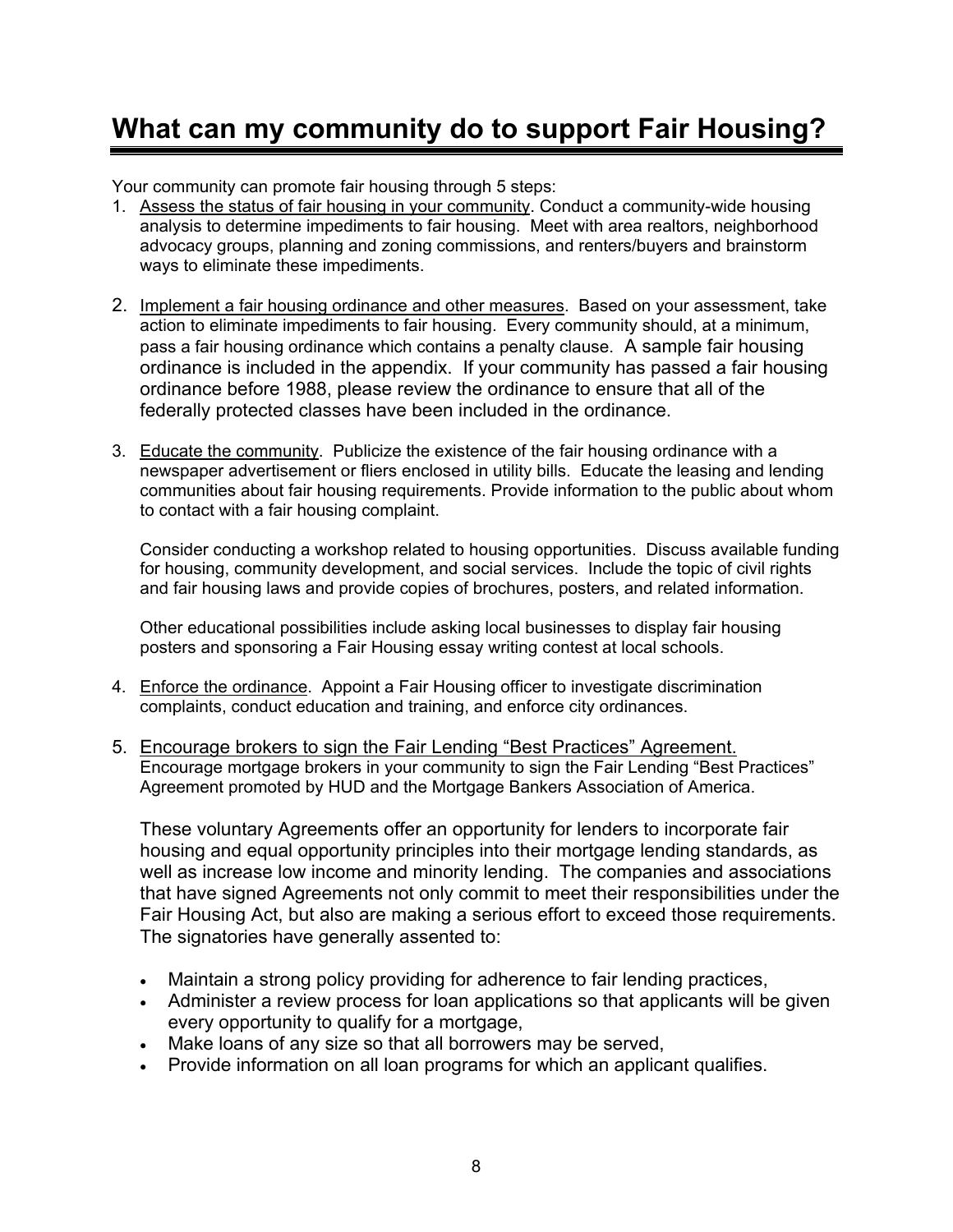# What can my community do to support Fair Housing?

Your community can promote fair housing through 5 steps:

1. Assess the status of fair housing in your community. Conduct a community-wide housing analysis to determine impediments to fair housing. Meet with area realtors, neighborhood advocacy groups, planning and zoning commissions, and renters/buyers and brainstorm ways to eliminate these impediments.

2. Implement a fair housing ordinance and other measures. Based on your assessment, take action to eliminate impediments to fair housing. Every community should, at a minimum, pass a fair housing ordinance which contains a penalty clause. A sample fair housing ordinance is included in the appendix. If your community has passed a fair housing ordinance before 1988, please review the ordinance to ensure that all of the federally protected classes have been included in the ordinance.

3. Educate the community. Publicize the existence of the fair housing ordinance with a newspaper advertisement or fliers enclosed in utility bills. Educate the leasing and lending communities about fair housing requirements. Provide information to the public about whom to contact with a fair housing complaint.

   Consider conducting a workshop related to housing opportunities. Discuss available funding for housing, community development, and social services. Include the topic of civil rights and fair housing laws and provide copies of brochures, posters, and related information.

   Other educational possibilities include asking local businesses to display fair housing posters and sponsoring a Fair Housing essay writing contest at local schools.

4. Enforce the ordinance. Appoint a Fair Housing officer to investigate discrimination complaints, conduct education and training, and enforce city ordinances.

5. Encourage brokers to sign the Fair Lending "Best Practices" Agreement. Encourage mortgage brokers in your community to sign the Fair Lending "Best Practices" Agreement promoted by HUD and the Mortgage Bankers Association of America.

   These voluntary Agreements offer an opportunity for lenders to incorporate fair housing and equal opportunity principles into their mortgage lending standards, as well as increase low income and minority lending. The companies and associations that have signed Agreements not only commit to meet their responsibilities under the Fair Housing Act, but also are making a serious effort to exceed those requirements. The signatories have generally assented to:

   - Maintain a strong policy providing for adherence to fair lending practices,
   - Administer a review process for loan applications so that applicants will be given every opportunity to qualify for a mortgage,
   - Make loans of any size so that all borrowers may be served,
   - Provide information on all loan programs for which an applicant qualifies.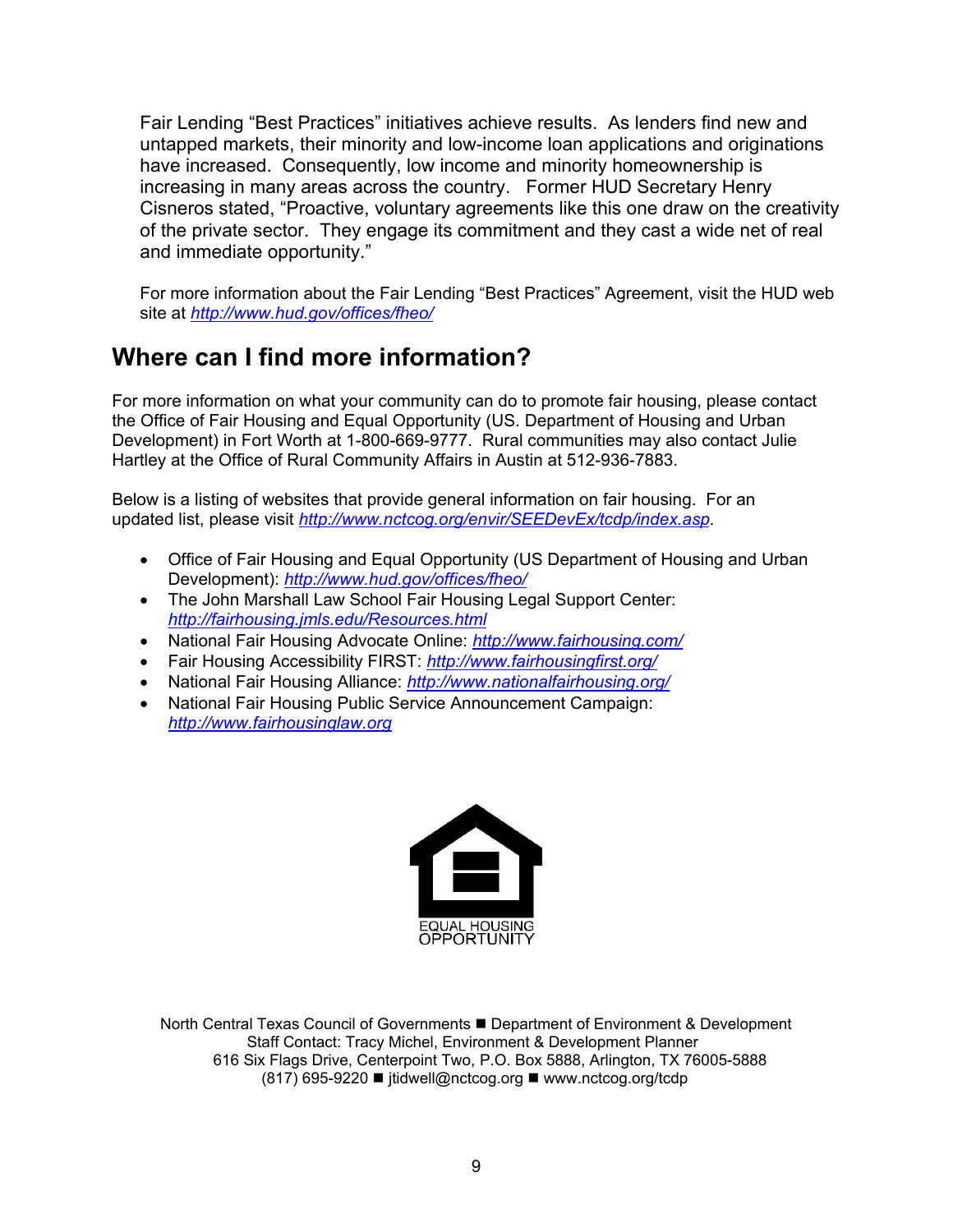Fair Lending "Best Practices" initiatives achieve results. As lenders find new and untapped markets, their minority and low-income loan applications and originations have increased. Consequently, low income and minority homeownership is increasing in many areas across the country. Former HUD Secretary Henry Cisneros stated, "Proactive, voluntary agreements like this one draw on the creativity of the private sector. They engage its commitment and they cast a wide net of real and immediate opportunity."

For more information about the Fair Lending "Best Practices" Agreement, visit the HUD web site at *http://www.hud.gov/offices/fheo/*

## Where can I find more information?

For more information on what your community can do to promote fair housing, please contact the Office of Fair Housing and Equal Opportunity (US. Department of Housing and Urban Development) in Fort Worth at 1-800-669-9777. Rural communities may also contact Julie Hartley at the Office of Rural Community Affairs in Austin at 512-936-7883.

Below is a listing of websites that provide general information on fair housing. For an updated list, please visit *http://www.nctcog.org/envir/SEEDevEx/tcdp/index.asp*.

- Office of Fair Housing and Equal Opportunity (US Department of Housing and Urban Development): *http://www.hud.gov/offices/fheo/*
- The John Marshall Law School Fair Housing Legal Support Center: *http://fairhousing.jmls.edu/Resources.html*
- National Fair Housing Advocate Online: *http://www.fairhousing.com/*
- Fair Housing Accessibility FIRST: *http://www.fairhousingfirst.org/*
- National Fair Housing Alliance: *http://www.nationalfairhousing.org/*
- National Fair Housing Public Service Announcement Campaign: *http://www.fairhousinglaw.org*

EQUAL HOUSING OPPORTUNITY

North Central Texas Council of Governments ■ Department of Environment & Development
Staff Contact: Tracy Michel, Environment & Development Planner
616 Six Flags Drive, Centerpoint Two, P.O. Box 5888, Arlington, TX 76005-5888
(817) 695-9220 ■ jtidwell@nctcog.org ■ www.nctcog.org/tcdp